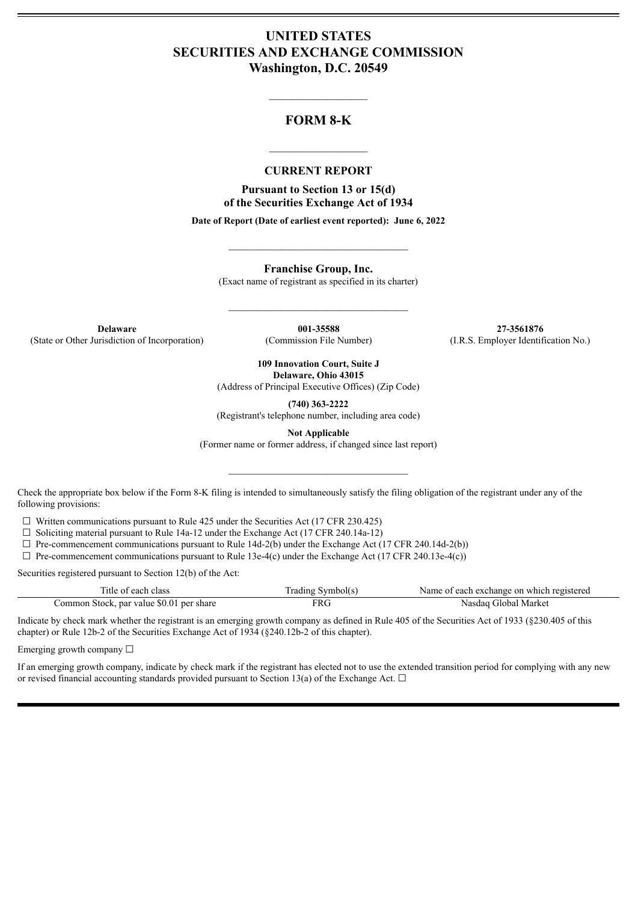# UNITED STATES
# SECURITIES AND EXCHANGE COMMISSION
## Washington, D.C. 20549

---

# FORM 8-K

---

## CURRENT REPORT

**Pursuant to Section 13 or 15(d)**
**of the Securities Exchange Act of 1934**

**Date of Report (Date of earliest event reported): June 6, 2022**

---

**Franchise Group, Inc.**
(Exact name of registrant as specified in its charter)

---

| **Delaware** | **001-35588** | **27-3561876** |
|---|---|---|
| (State or Other Jurisdiction of Incorporation) | (Commission File Number) | (I.R.S. Employer Identification No.) |

**109 Innovation Court, Suite J**
**Delaware, Ohio 43015**
(Address of Principal Executive Offices) (Zip Code)

**(740) 363-2222**
(Registrant's telephone number, including area code)

**Not Applicable**
(Former name or former address, if changed since last report)

---

Check the appropriate box below if the Form 8-K filing is intended to simultaneously satisfy the filing obligation of the registrant under any of the following provisions:

☐ Written communications pursuant to Rule 425 under the Securities Act (17 CFR 230.425)
☐ Soliciting material pursuant to Rule 14a-12 under the Exchange Act (17 CFR 240.14a-12)
☐ Pre-commencement communications pursuant to Rule 14d-2(b) under the Exchange Act (17 CFR 240.14d-2(b))
☐ Pre-commencement communications pursuant to Rule 13e-4(c) under the Exchange Act (17 CFR 240.13e-4(c))

Securities registered pursuant to Section 12(b) of the Act:

| Title of each class | Trading Symbol(s) | Name of each exchange on which registered |
|---|---|---|
| Common Stock, par value $0.01 per share | FRG | Nasdaq Global Market |

Indicate by check mark whether the registrant is an emerging growth company as defined in Rule 405 of the Securities Act of 1933 (§230.405 of this chapter) or Rule 12b-2 of the Securities Exchange Act of 1934 (§240.12b-2 of this chapter).

Emerging growth company ☐

If an emerging growth company, indicate by check mark if the registrant has elected not to use the extended transition period for complying with any new or revised financial accounting standards provided pursuant to Section 13(a) of the Exchange Act. ☐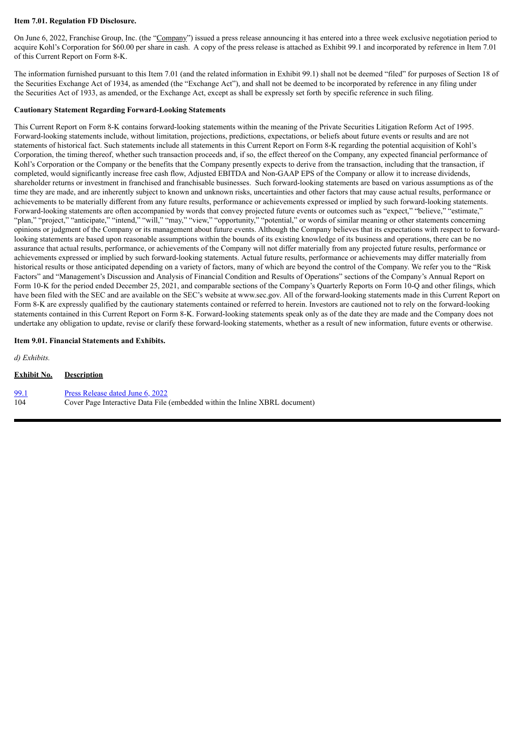**Item 7.01. Regulation FD Disclosure.**

On June 6, 2022, Franchise Group, Inc. (the "Company") issued a press release announcing it has entered into a three week exclusive negotiation period to acquire Kohl's Corporation for $60.00 per share in cash. A copy of the press release is attached as Exhibit 99.1 and incorporated by reference in Item 7.01 of this Current Report on Form 8-K.

The information furnished pursuant to this Item 7.01 (and the related information in Exhibit 99.1) shall not be deemed "filed" for purposes of Section 18 of the Securities Exchange Act of 1934, as amended (the "Exchange Act"), and shall not be deemed to be incorporated by reference in any filing under the Securities Act of 1933, as amended, or the Exchange Act, except as shall be expressly set forth by specific reference in such filing.

**Cautionary Statement Regarding Forward-Looking Statements**

This Current Report on Form 8-K contains forward-looking statements within the meaning of the Private Securities Litigation Reform Act of 1995. Forward-looking statements include, without limitation, projections, predictions, expectations, or beliefs about future events or results and are not statements of historical fact. Such statements include all statements in this Current Report on Form 8-K regarding the potential acquisition of Kohl's Corporation, the timing thereof, whether such transaction proceeds and, if so, the effect thereof on the Company, any expected financial performance of Kohl's Corporation or the Company or the benefits that the Company presently expects to derive from the transaction, including that the transaction, if completed, would significantly increase free cash flow, Adjusted EBITDA and Non-GAAP EPS of the Company or allow it to increase dividends, shareholder returns or investment in franchised and franchisable businesses. Such forward-looking statements are based on various assumptions as of the time they are made, and are inherently subject to known and unknown risks, uncertainties and other factors that may cause actual results, performance or achievements to be materially different from any future results, performance or achievements expressed or implied by such forward-looking statements. Forward-looking statements are often accompanied by words that convey projected future events or outcomes such as "expect," "believe," "estimate," "plan," "project," "anticipate," "intend," "will," "may," "view," "opportunity," "potential," or words of similar meaning or other statements concerning opinions or judgment of the Company or its management about future events. Although the Company believes that its expectations with respect to forward-looking statements are based upon reasonable assumptions within the bounds of its existing knowledge of its business and operations, there can be no assurance that actual results, performance, or achievements of the Company will not differ materially from any projected future results, performance or achievements expressed or implied by such forward-looking statements. Actual future results, performance or achievements may differ materially from historical results or those anticipated depending on a variety of factors, many of which are beyond the control of the Company. We refer you to the "Risk Factors" and "Management's Discussion and Analysis of Financial Condition and Results of Operations" sections of the Company's Annual Report on Form 10-K for the period ended December 25, 2021, and comparable sections of the Company's Quarterly Reports on Form 10-Q and other filings, which have been filed with the SEC and are available on the SEC's website at www.sec.gov. All of the forward-looking statements made in this Current Report on Form 8-K are expressly qualified by the cautionary statements contained or referred to herein. Investors are cautioned not to rely on the forward-looking statements contained in this Current Report on Form 8-K. Forward-looking statements speak only as of the date they are made and the Company does not undertake any obligation to update, revise or clarify these forward-looking statements, whether as a result of new information, future events or otherwise.

**Item 9.01. Financial Statements and Exhibits.**

*d) Exhibits.*

| Exhibit No. | Description |
|---|---|
| 99.1 | Press Release dated June 6, 2022 |
| 104 | Cover Page Interactive Data File (embedded within the Inline XBRL document) |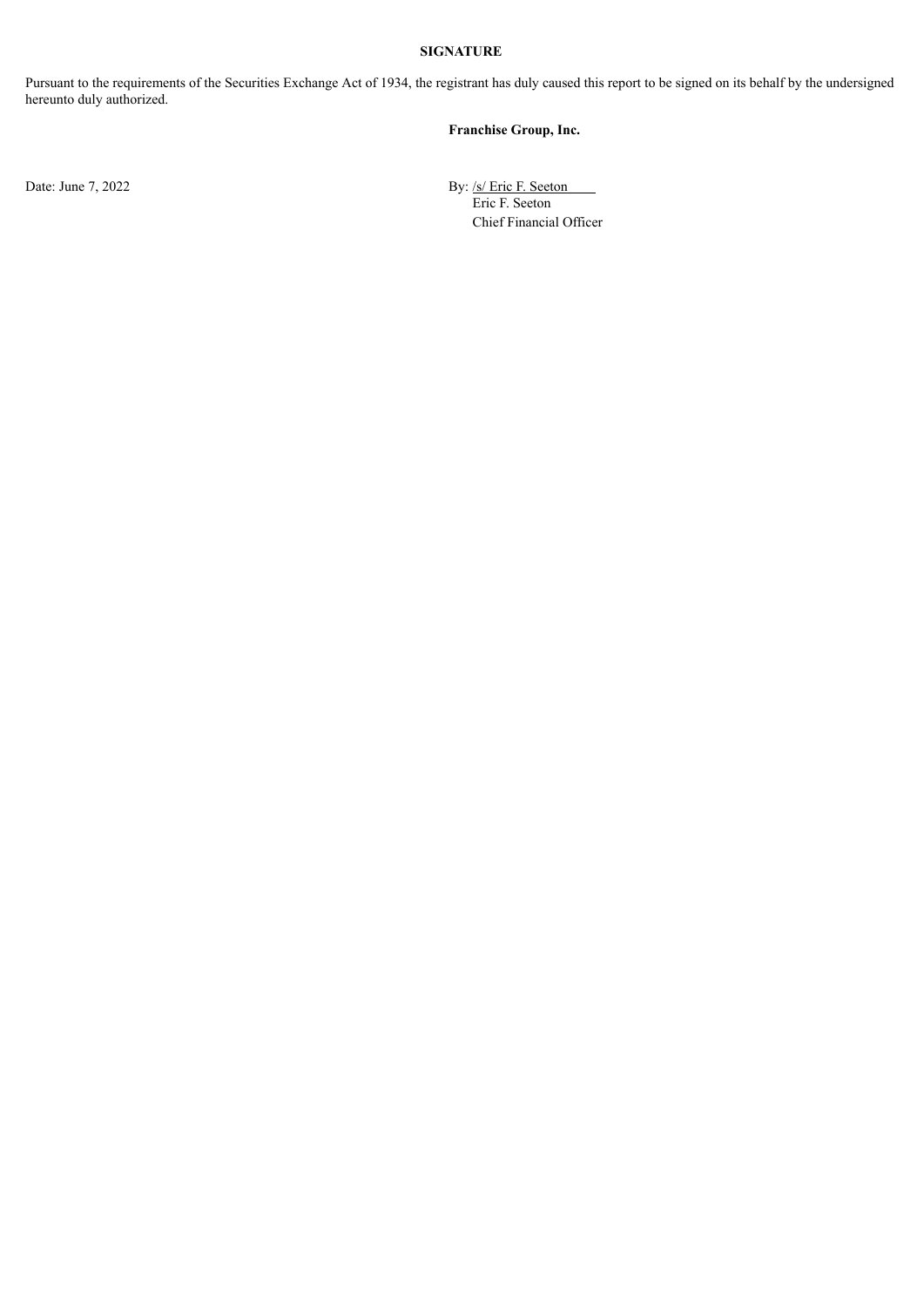**SIGNATURE**

Pursuant to the requirements of the Securities Exchange Act of 1934, the registrant has duly caused this report to be signed on its behalf by the undersigned hereunto duly authorized.

**Franchise Group, Inc.**

Date: June 7, 2022

By: /s/ Eric F. Seeton
Eric F. Seeton
Chief Financial Officer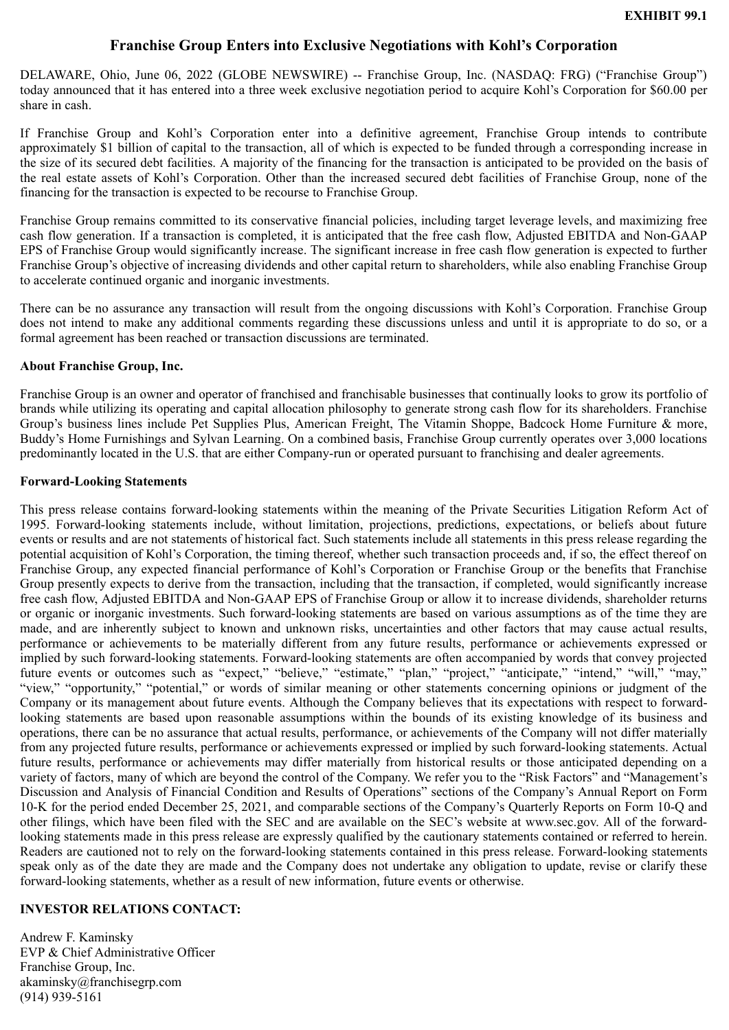**EXHIBIT 99.1**

# Franchise Group Enters into Exclusive Negotiations with Kohl's Corporation

DELAWARE, Ohio, June 06, 2022 (GLOBE NEWSWIRE) -- Franchise Group, Inc. (NASDAQ: FRG) ("Franchise Group") today announced that it has entered into a three week exclusive negotiation period to acquire Kohl's Corporation for $60.00 per share in cash.

If Franchise Group and Kohl's Corporation enter into a definitive agreement, Franchise Group intends to contribute approximately $1 billion of capital to the transaction, all of which is expected to be funded through a corresponding increase in the size of its secured debt facilities. A majority of the financing for the transaction is anticipated to be provided on the basis of the real estate assets of Kohl's Corporation. Other than the increased secured debt facilities of Franchise Group, none of the financing for the transaction is expected to be recourse to Franchise Group.

Franchise Group remains committed to its conservative financial policies, including target leverage levels, and maximizing free cash flow generation. If a transaction is completed, it is anticipated that the free cash flow, Adjusted EBITDA and Non-GAAP EPS of Franchise Group would significantly increase. The significant increase in free cash flow generation is expected to further Franchise Group's objective of increasing dividends and other capital return to shareholders, while also enabling Franchise Group to accelerate continued organic and inorganic investments.

There can be no assurance any transaction will result from the ongoing discussions with Kohl's Corporation. Franchise Group does not intend to make any additional comments regarding these discussions unless and until it is appropriate to do so, or a formal agreement has been reached or transaction discussions are terminated.

**About Franchise Group, Inc.**

Franchise Group is an owner and operator of franchised and franchisable businesses that continually looks to grow its portfolio of brands while utilizing its operating and capital allocation philosophy to generate strong cash flow for its shareholders. Franchise Group's business lines include Pet Supplies Plus, American Freight, The Vitamin Shoppe, Badcock Home Furniture & more, Buddy's Home Furnishings and Sylvan Learning. On a combined basis, Franchise Group currently operates over 3,000 locations predominantly located in the U.S. that are either Company-run or operated pursuant to franchising and dealer agreements.

**Forward-Looking Statements**

This press release contains forward-looking statements within the meaning of the Private Securities Litigation Reform Act of 1995. Forward-looking statements include, without limitation, projections, predictions, expectations, or beliefs about future events or results and are not statements of historical fact. Such statements include all statements in this press release regarding the potential acquisition of Kohl's Corporation, the timing thereof, whether such transaction proceeds and, if so, the effect thereof on Franchise Group, any expected financial performance of Kohl's Corporation or Franchise Group or the benefits that Franchise Group presently expects to derive from the transaction, including that the transaction, if completed, would significantly increase free cash flow, Adjusted EBITDA and Non-GAAP EPS of Franchise Group or allow it to increase dividends, shareholder returns or organic or inorganic investments. Such forward-looking statements are based on various assumptions as of the time they are made, and are inherently subject to known and unknown risks, uncertainties and other factors that may cause actual results, performance or achievements to be materially different from any future results, performance or achievements expressed or implied by such forward-looking statements. Forward-looking statements are often accompanied by words that convey projected future events or outcomes such as "expect," "believe," "estimate," "plan," "project," "anticipate," "intend," "will," "may," "view," "opportunity," "potential," or words of similar meaning or other statements concerning opinions or judgment of the Company or its management about future events. Although the Company believes that its expectations with respect to forward-looking statements are based upon reasonable assumptions within the bounds of its existing knowledge of its business and operations, there can be no assurance that actual results, performance, or achievements of the Company will not differ materially from any projected future results, performance or achievements expressed or implied by such forward-looking statements. Actual future results, performance or achievements may differ materially from historical results or those anticipated depending on a variety of factors, many of which are beyond the control of the Company. We refer you to the "Risk Factors" and "Management's Discussion and Analysis of Financial Condition and Results of Operations" sections of the Company's Annual Report on Form 10-K for the period ended December 25, 2021, and comparable sections of the Company's Quarterly Reports on Form 10-Q and other filings, which have been filed with the SEC and are available on the SEC's website at www.sec.gov. All of the forward-looking statements made in this press release are expressly qualified by the cautionary statements contained or referred to herein. Readers are cautioned not to rely on the forward-looking statements contained in this press release. Forward-looking statements speak only as of the date they are made and the Company does not undertake any obligation to update, revise or clarify these forward-looking statements, whether as a result of new information, future events or otherwise.

**INVESTOR RELATIONS CONTACT:**

Andrew F. Kaminsky
EVP & Chief Administrative Officer
Franchise Group, Inc.
akaminsky@franchisegrp.com
(914) 939-5161